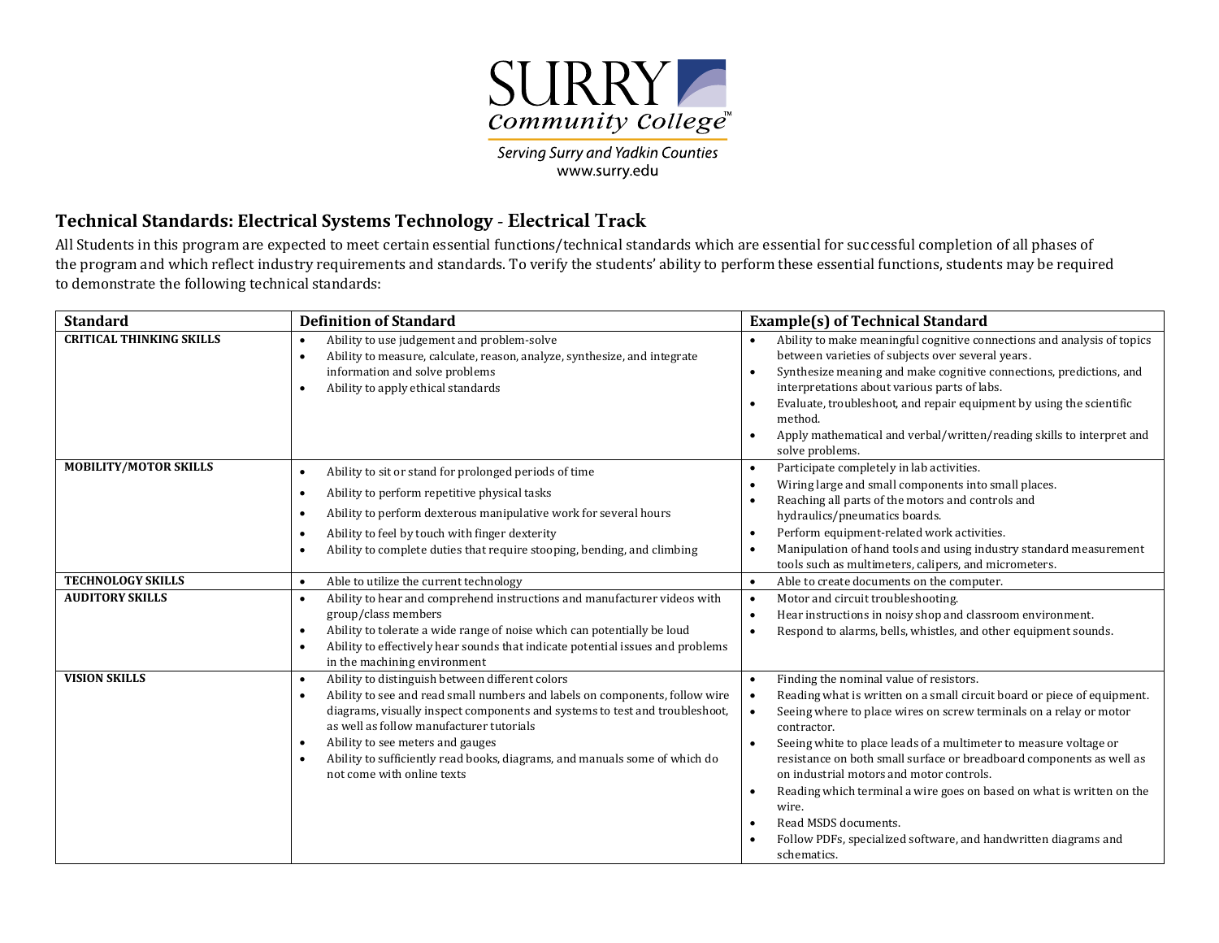SURRY Community College

*Serving Surry and Yadkin Counties*
www.surry.edu

## Technical Standards: Electrical Systems Technology - Electrical Track

All Students in this program are expected to meet certain essential functions/technical standards which are essential for successful completion of all phases of the program and which reflect industry requirements and standards. To verify the students' ability to perform these essential functions, students may be required to demonstrate the following technical standards:

| Standard | Definition of Standard | Example(s) of Technical Standard |
|---|---|---|
| **CRITICAL THINKING SKILLS** | • Ability to use judgement and problem-solve<br>• Ability to measure, calculate, reason, analyze, synthesize, and integrate information and solve problems<br>• Ability to apply ethical standards | • Ability to make meaningful cognitive connections and analysis of topics between varieties of subjects over several years.<br>• Synthesize meaning and make cognitive connections, predictions, and interpretations about various parts of labs.<br>• Evaluate, troubleshoot, and repair equipment by using the scientific method.<br>• Apply mathematical and verbal/written/reading skills to interpret and solve problems. |
| **MOBILITY/MOTOR SKILLS** | • Ability to sit or stand for prolonged periods of time<br>• Ability to perform repetitive physical tasks<br>• Ability to perform dexterous manipulative work for several hours<br>• Ability to feel by touch with finger dexterity<br>• Ability to complete duties that require stooping, bending, and climbing | • Participate completely in lab activities.<br>• Wiring large and small components into small places.<br>• Reaching all parts of the motors and controls and hydraulics/pneumatics boards.<br>• Perform equipment-related work activities.<br>• Manipulation of hand tools and using industry standard measurement tools such as multimeters, calipers, and micrometers. |
| **TECHNOLOGY SKILLS** | • Able to utilize the current technology | • Able to create documents on the computer. |
| **AUDITORY SKILLS** | • Ability to hear and comprehend instructions and manufacturer videos with group/class members<br>• Ability to tolerate a wide range of noise which can potentially be loud<br>• Ability to effectively hear sounds that indicate potential issues and problems in the machining environment | • Motor and circuit troubleshooting.<br>• Hear instructions in noisy shop and classroom environment.<br>• Respond to alarms, bells, whistles, and other equipment sounds. |
| **VISION SKILLS** | • Ability to distinguish between different colors<br>• Ability to see and read small numbers and labels on components, follow wire diagrams, visually inspect components and systems to test and troubleshoot, as well as follow manufacturer tutorials<br>• Ability to see meters and gauges<br>• Ability to sufficiently read books, diagrams, and manuals some of which do not come with online texts | • Finding the nominal value of resistors.<br>• Reading what is written on a small circuit board or piece of equipment.<br>• Seeing where to place wires on screw terminals on a relay or motor contractor.<br>• Seeing white to place leads of a multimeter to measure voltage or resistance on both small surface or breadboard components as well as on industrial motors and motor controls.<br>• Reading which terminal a wire goes on based on what is written on the wire.<br>• Read MSDS documents.<br>• Follow PDFs, specialized software, and handwritten diagrams and schematics. |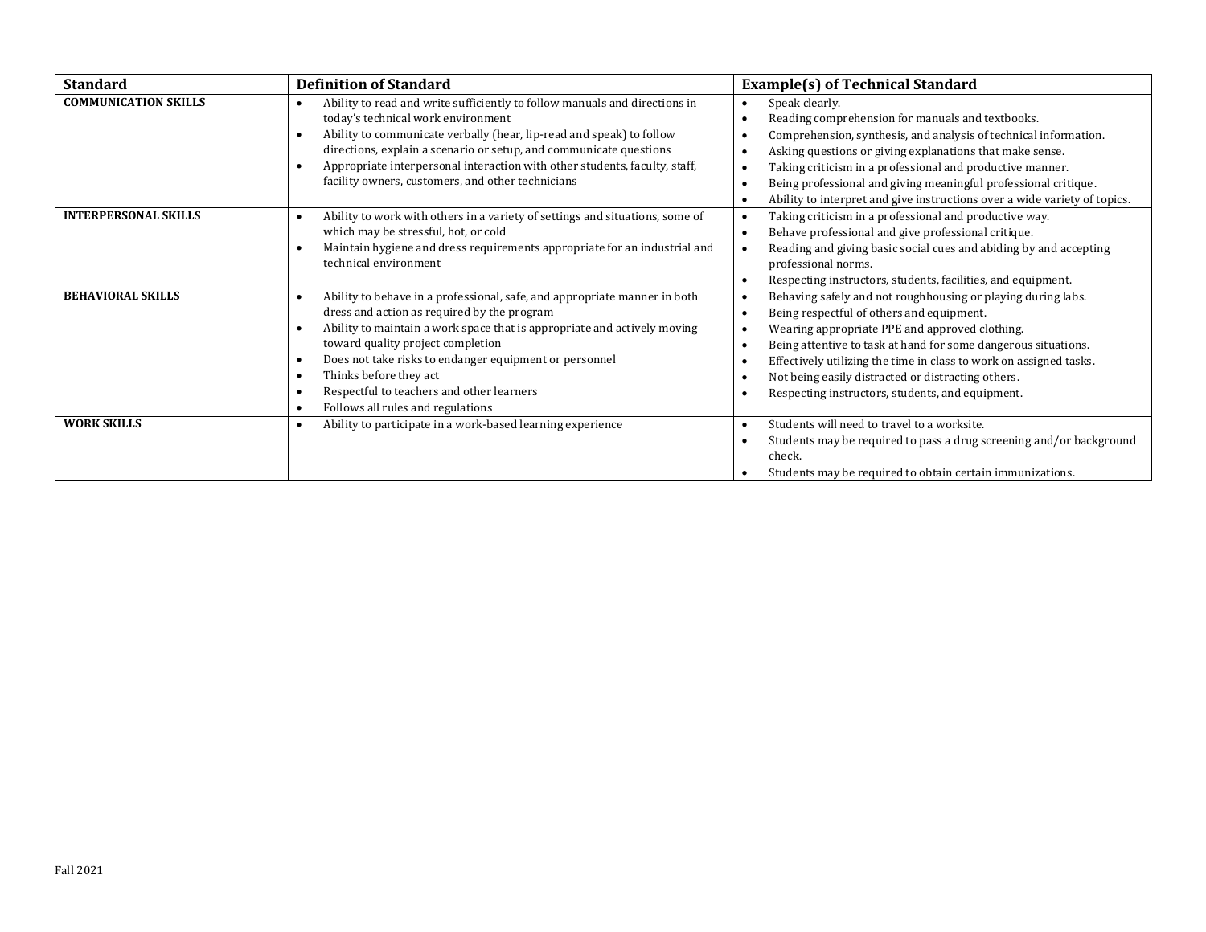| Standard | Definition of Standard | Example(s) of Technical Standard |
|---|---|---|
| **COMMUNICATION SKILLS** | • Ability to read and write sufficiently to follow manuals and directions in today's technical work environment<br>• Ability to communicate verbally (hear, lip-read and speak) to follow directions, explain a scenario or setup, and communicate questions<br>• Appropriate interpersonal interaction with other students, faculty, staff, facility owners, customers, and other technicians | • Speak clearly.<br>• Reading comprehension for manuals and textbooks.<br>• Comprehension, synthesis, and analysis of technical information.<br>• Asking questions or giving explanations that make sense.<br>• Taking criticism in a professional and productive manner.<br>• Being professional and giving meaningful professional critique.<br>• Ability to interpret and give instructions over a wide variety of topics. |
| **INTERPERSONAL SKILLS** | • Ability to work with others in a variety of settings and situations, some of which may be stressful, hot, or cold<br>• Maintain hygiene and dress requirements appropriate for an industrial and technical environment | • Taking criticism in a professional and productive way.<br>• Behave professional and give professional critique.<br>• Reading and giving basic social cues and abiding by and accepting professional norms.<br>• Respecting instructors, students, facilities, and equipment. |
| **BEHAVIORAL SKILLS** | • Ability to behave in a professional, safe, and appropriate manner in both dress and action as required by the program<br>• Ability to maintain a work space that is appropriate and actively moving toward quality project completion<br>• Does not take risks to endanger equipment or personnel<br>• Thinks before they act<br>• Respectful to teachers and other learners<br>• Follows all rules and regulations | • Behaving safely and not roughhousing or playing during labs.<br>• Being respectful of others and equipment.<br>• Wearing appropriate PPE and approved clothing.<br>• Being attentive to task at hand for some dangerous situations.<br>• Effectively utilizing the time in class to work on assigned tasks.<br>• Not being easily distracted or distracting others.<br>• Respecting instructors, students, and equipment. |
| **WORK SKILLS** | • Ability to participate in a work-based learning experience | • Students will need to travel to a worksite.<br>• Students may be required to pass a drug screening and/or background check.<br>• Students may be required to obtain certain immunizations. |

Fall 2021